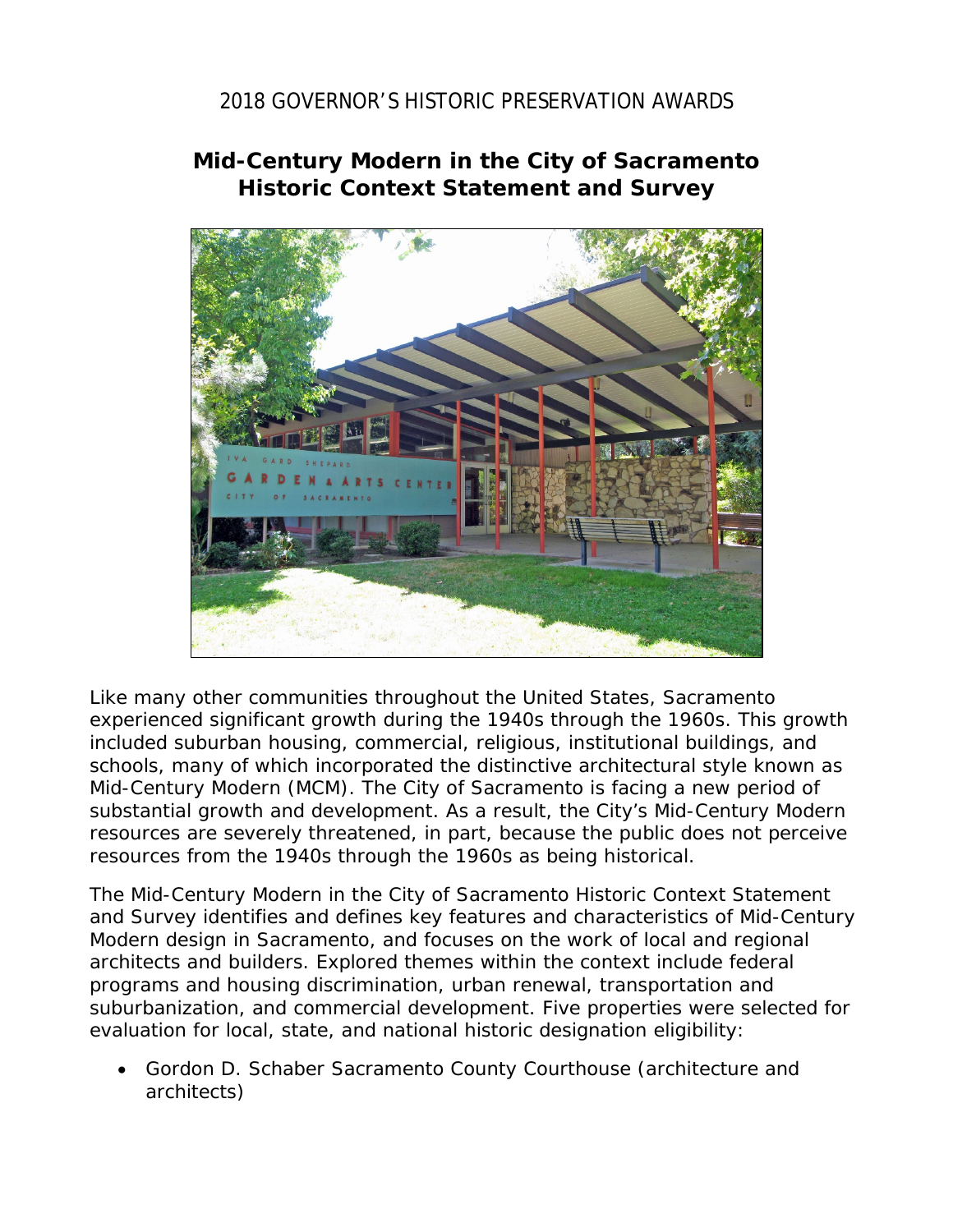2018 GOVERNOR'S HISTORIC PRESERVATION AWARDS

# Mid-Century Modern in the City of Sacramento Historic Context Statement and Survey

Like many other communities throughout the United States, Sacramento experienced significant growth during the 1940s through the 1960s. This growth included suburban housing, commercial, religious, institutional buildings, and schools, many of which incorporated the distinctive architectural style known as Mid-Century Modern (MCM). The City of Sacramento is facing a new period of substantial growth and development. As a result, the City's Mid-Century Modern resources are severely threatened, in part, because the public does not perceive resources from the 1940s through the 1960s as being historical.

The Mid-Century Modern in the City of Sacramento Historic Context Statement and Survey identifies and defines key features and characteristics of Mid-Century Modern design in Sacramento, and focuses on the work of local and regional architects and builders. Explored themes within the context include federal programs and housing discrimination, urban renewal, transportation and suburbanization, and commercial development. Five properties were selected for evaluation for local, state, and national historic designation eligibility:

- Gordon D. Schaber Sacramento County Courthouse (architecture and architects)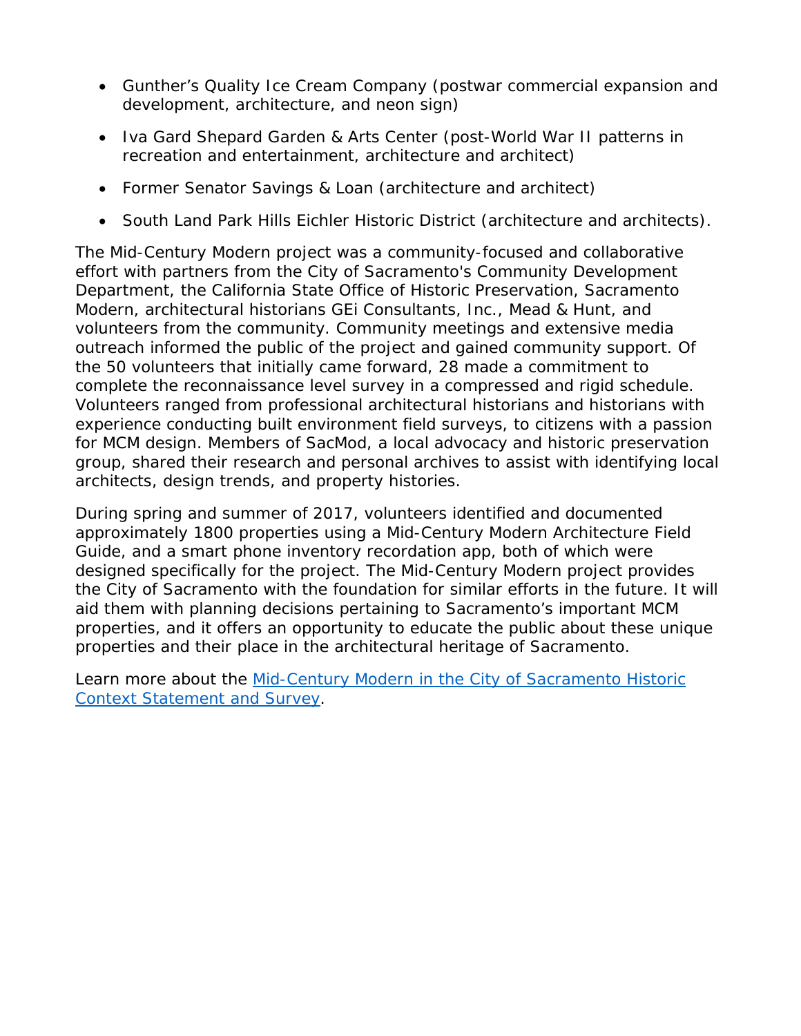- Gunther's Quality Ice Cream Company (postwar commercial expansion and development, architecture, and neon sign)
- Iva Gard Shepard Garden & Arts Center (post-World War II patterns in recreation and entertainment, architecture and architect)
- Former Senator Savings & Loan (architecture and architect)
- South Land Park Hills Eichler Historic District (architecture and architects).

The Mid-Century Modern project was a community-focused and collaborative effort with partners from the City of Sacramento's Community Development Department, the California State Office of Historic Preservation, Sacramento Modern, architectural historians GEi Consultants, Inc., Mead & Hunt, and volunteers from the community. Community meetings and extensive media outreach informed the public of the project and gained community support. Of the 50 volunteers that initially came forward, 28 made a commitment to complete the reconnaissance level survey in a compressed and rigid schedule. Volunteers ranged from professional architectural historians and historians with experience conducting built environment field surveys, to citizens with a passion for MCM design. Members of SacMod, a local advocacy and historic preservation group, shared their research and personal archives to assist with identifying local architects, design trends, and property histories.

During spring and summer of 2017, volunteers identified and documented approximately 1800 properties using a Mid-Century Modern Architecture Field Guide, and a smart phone inventory recordation app, both of which were designed specifically for the project. The Mid-Century Modern project provides the City of Sacramento with the foundation for similar efforts in the future. It will aid them with planning decisions pertaining to Sacramento's important MCM properties, and it offers an opportunity to educate the public about these unique properties and their place in the architectural heritage of Sacramento.

Learn more about the Mid-Century Modern in the City of Sacramento Historic Context Statement and Survey.